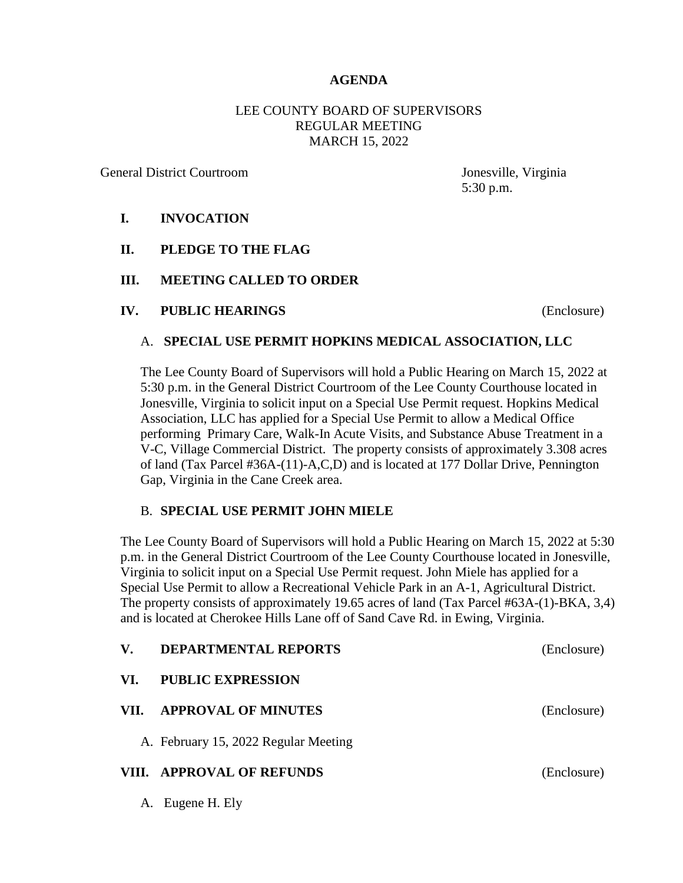# AGENDA

LEE COUNTY BOARD OF SUPERVISORS
REGULAR MEETING
MARCH 15, 2022

General District Courtroom — Jonesville, Virginia
5:30 p.m.

## I. INVOCATION

## II. PLEDGE TO THE FLAG

## III. MEETING CALLED TO ORDER

## IV. PUBLIC HEARINGS (Enclosure)

### A. SPECIAL USE PERMIT HOPKINS MEDICAL ASSOCIATION, LLC

The Lee County Board of Supervisors will hold a Public Hearing on March 15, 2022 at 5:30 p.m. in the General District Courtroom of the Lee County Courthouse located in Jonesville, Virginia to solicit input on a Special Use Permit request. Hopkins Medical Association, LLC has applied for a Special Use Permit to allow a Medical Office performing Primary Care, Walk-In Acute Visits, and Substance Abuse Treatment in a V-C, Village Commercial District. The property consists of approximately 3.308 acres of land (Tax Parcel #36A-(11)-A,C,D) and is located at 177 Dollar Drive, Pennington Gap, Virginia in the Cane Creek area.

### B. SPECIAL USE PERMIT JOHN MIELE

The Lee County Board of Supervisors will hold a Public Hearing on March 15, 2022 at 5:30 p.m. in the General District Courtroom of the Lee County Courthouse located in Jonesville, Virginia to solicit input on a Special Use Permit request. John Miele has applied for a Special Use Permit to allow a Recreational Vehicle Park in an A-1, Agricultural District. The property consists of approximately 19.65 acres of land (Tax Parcel #63A-(1)-BKA, 3,4) and is located at Cherokee Hills Lane off of Sand Cave Rd. in Ewing, Virginia.

## V. DEPARTMENTAL REPORTS (Enclosure)

## VI. PUBLIC EXPRESSION

## VII. APPROVAL OF MINUTES (Enclosure)

A. February 15, 2022 Regular Meeting

## VIII. APPROVAL OF REFUNDS (Enclosure)

A. Eugene H. Ely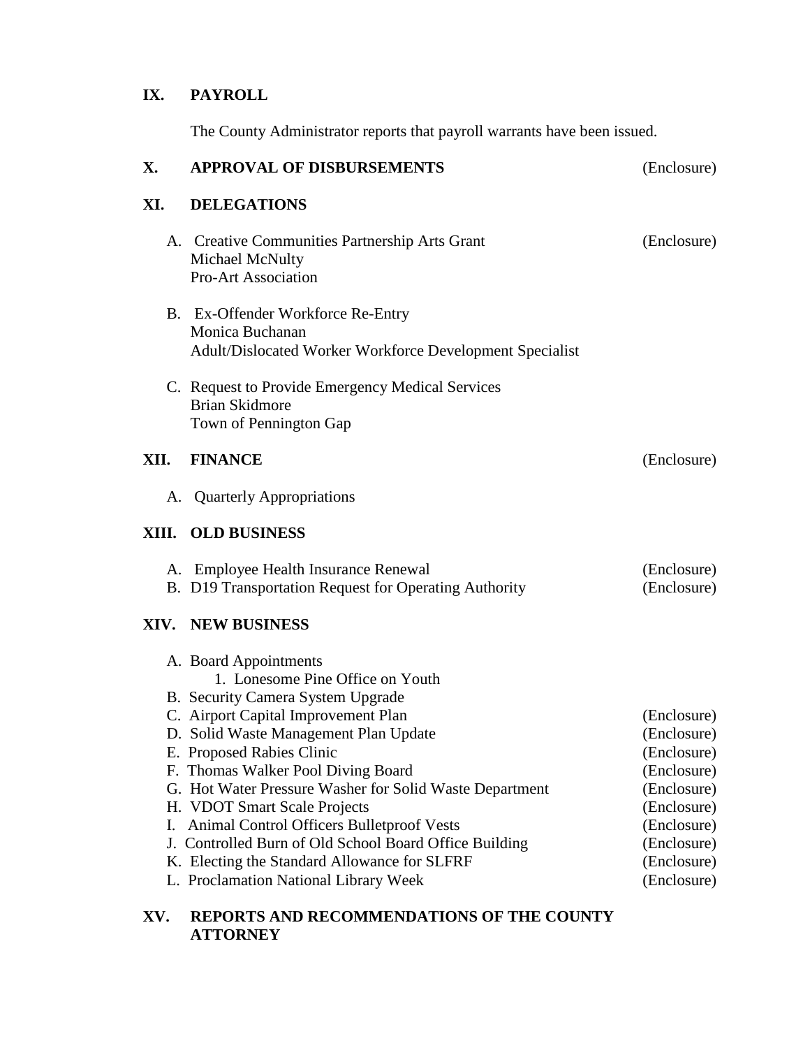## IX. PAYROLL

The County Administrator reports that payroll warrants have been issued.

## X. APPROVAL OF DISBURSEMENTS (Enclosure)

## XI. DELEGATIONS

A. Creative Communities Partnership Arts Grant (Enclosure)
   Michael McNulty
   Pro-Art Association

B. Ex-Offender Workforce Re-Entry
   Monica Buchanan
   Adult/Dislocated Worker Workforce Development Specialist

C. Request to Provide Emergency Medical Services
   Brian Skidmore
   Town of Pennington Gap

## XII. FINANCE (Enclosure)

A. Quarterly Appropriations

## XIII. OLD BUSINESS

A. Employee Health Insurance Renewal (Enclosure)
B. D19 Transportation Request for Operating Authority (Enclosure)

## XIV. NEW BUSINESS

A. Board Appointments
   1. Lonesome Pine Office on Youth
B. Security Camera System Upgrade
C. Airport Capital Improvement Plan (Enclosure)
D. Solid Waste Management Plan Update (Enclosure)
E. Proposed Rabies Clinic (Enclosure)
F. Thomas Walker Pool Diving Board (Enclosure)
G. Hot Water Pressure Washer for Solid Waste Department (Enclosure)
H. VDOT Smart Scale Projects (Enclosure)
I. Animal Control Officers Bulletproof Vests (Enclosure)
J. Controlled Burn of Old School Board Office Building (Enclosure)
K. Electing the Standard Allowance for SLFRF (Enclosure)
L. Proclamation National Library Week (Enclosure)

## XV. REPORTS AND RECOMMENDATIONS OF THE COUNTY ATTORNEY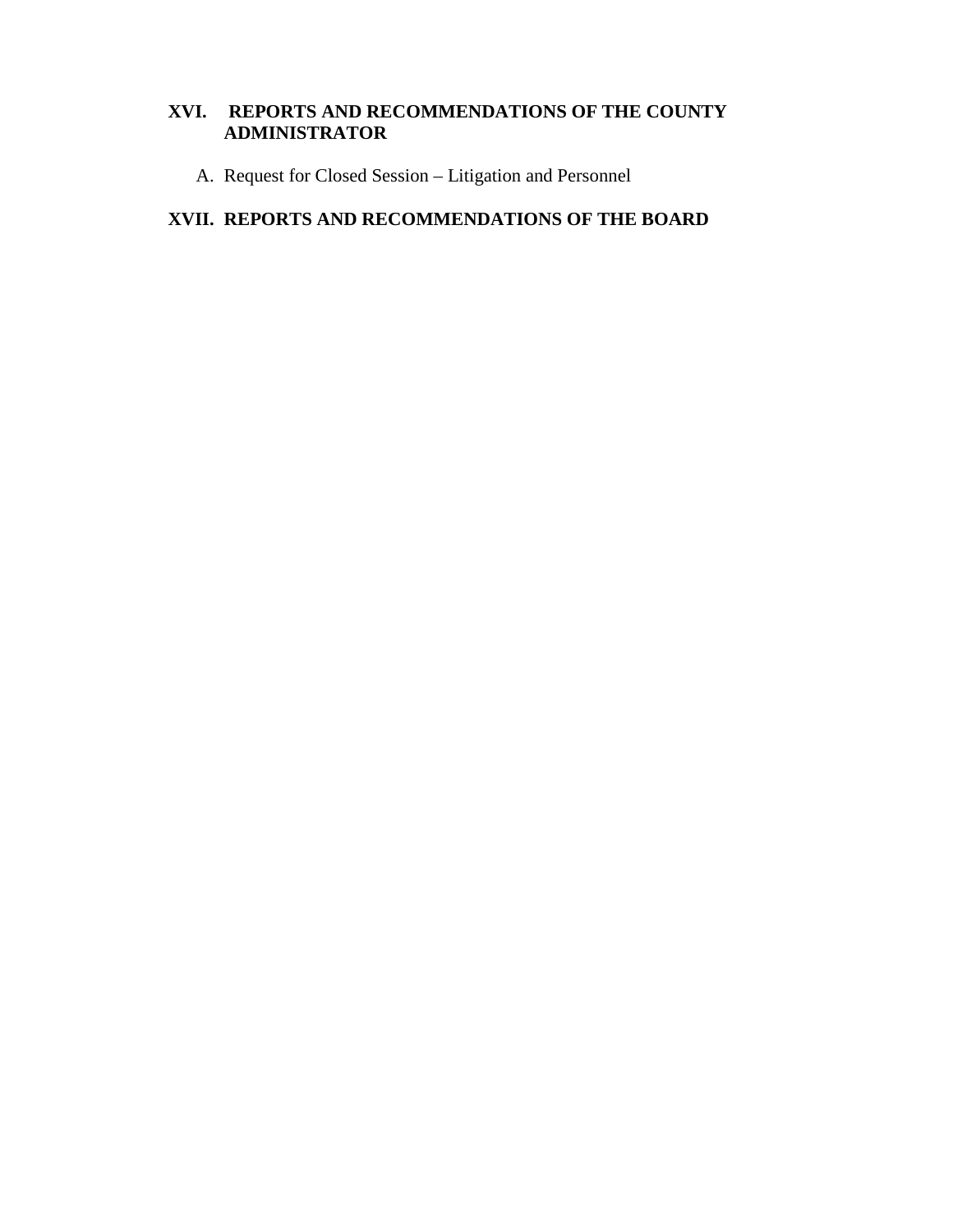## XVI. REPORTS AND RECOMMENDATIONS OF THE COUNTY ADMINISTRATOR

A. Request for Closed Session – Litigation and Personnel

## XVII. REPORTS AND RECOMMENDATIONS OF THE BOARD